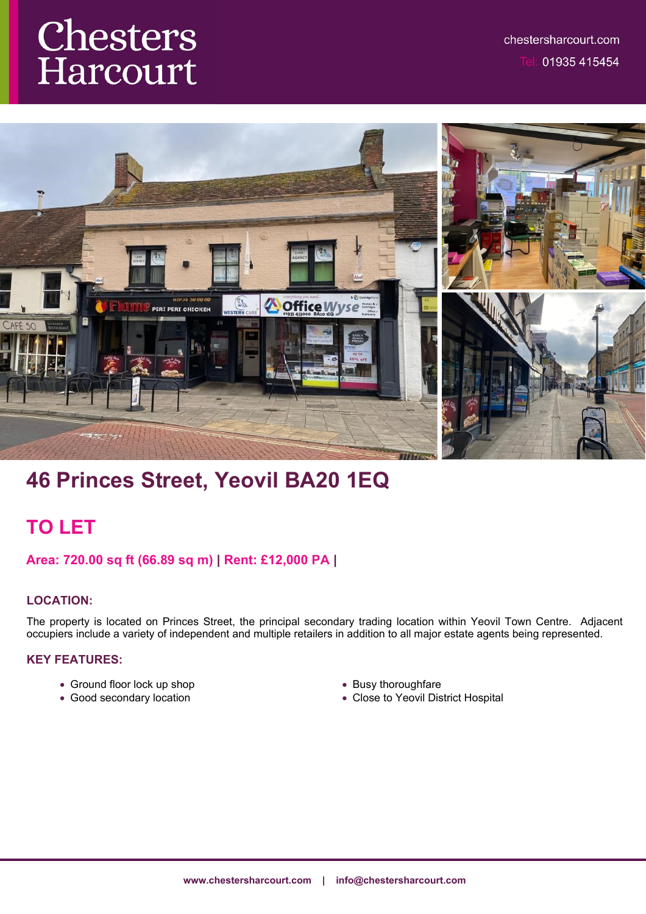# Chesters Harcourt

chestersharcourt.com

Tel: 01935 415454

## 46 Princes Street, Yeovil BA20 1EQ

## TO LET

**Area: 720.00 sq ft (66.89 sq m) | Rent: £12,000 PA |**

### LOCATION:

The property is located on Princes Street, the principal secondary trading location within Yeovil Town Centre. Adjacent occupiers include a variety of independent and multiple retailers in addition to all major estate agents being represented.

### KEY FEATURES:

- Ground floor lock up shop
- Good secondary location
- Busy thoroughfare
- Close to Yeovil District Hospital

**www.chestersharcourt.com | info@chestersharcourt.com**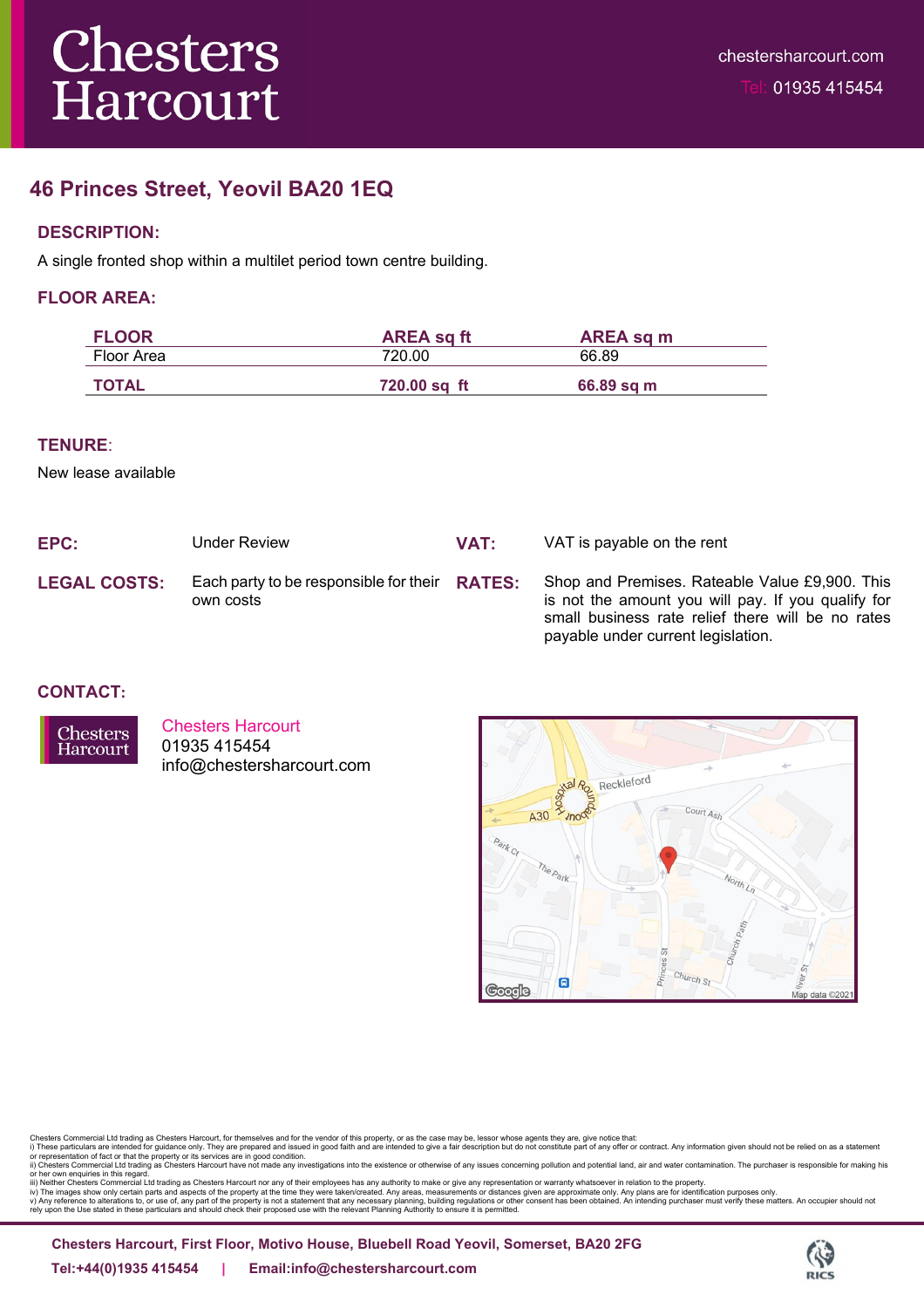# Chesters Harcourt

chestersharcourt.com
Tel: 01935 415454

## 46 Princes Street, Yeovil BA20 1EQ

### DESCRIPTION:

A single fronted shop within a multilet period town centre building.

### FLOOR AREA:

| FLOOR | AREA sq ft | AREA sq m |
|---|---|---|
| Floor Area | 720.00 | 66.89 |
| **TOTAL** | **720.00 sq ft** | **66.89 sq m** |

### TENURE:

New lease available

**EPC:** Under Review

**VAT:** VAT is payable on the rent

**LEGAL COSTS:** Each party to be responsible for their own costs

**RATES:** Shop and Premises. Rateable Value £9,900. This is not the amount you will pay. If you qualify for small business rate relief there will be no rates payable under current legislation.

### CONTACT:

Chesters Harcourt
01935 415454
info@chestersharcourt.com

Reckleford
A30
Hospital Roundabout
Court Ash
Park Ct
The Park
North Ln
Church Path
Princes St
Church St
Silver St
Google
Map data ©2021

Chesters Commercial Ltd trading as Chesters Harcourt, for themselves and for the vendor of this property, or as the case may be, lessor whose agents they are, give notice that:
i) These particulars are intended for guidance only. They are prepared and issued in good faith and are intended to give a fair description but do not constitute part of any offer or contract. Any information given should not be relied on as a statement or representation of fact or that the property or its services are in good condition.
ii) Chesters Commercial Ltd trading as Chesters Harcourt have not made any investigations into the existence or otherwise of any issues concerning pollution and potential land, air and water contamination. The purchaser is responsible for making his or her own enquiries in this regard.
iii) Neither Chesters Commercial Ltd trading as Chesters Harcourt nor any of their employees has any authority to make or give any representation or warranty whatsoever in relation to the property.
iv) The images show only certain parts and aspects of the property at the time they were taken/created. Any areas, measurements or distances given are approximate only. Any plans are for identification purposes only.
v) Any reference to alterations to, or use of, any part of the property is not a statement that any necessary planning, building regulations or other consent has been obtained. An intending purchaser must verify these matters. An occupier should not rely upon the Use stated in these particulars and should check their proposed use with the relevant Planning Authority to ensure it is permitted.

**Chesters Harcourt, First Floor, Motivo House, Bluebell Road Yeovil, Somerset, BA20 2FG**

**Tel:+44(0)1935 415454 | Email:info@chestersharcourt.com**

RICS